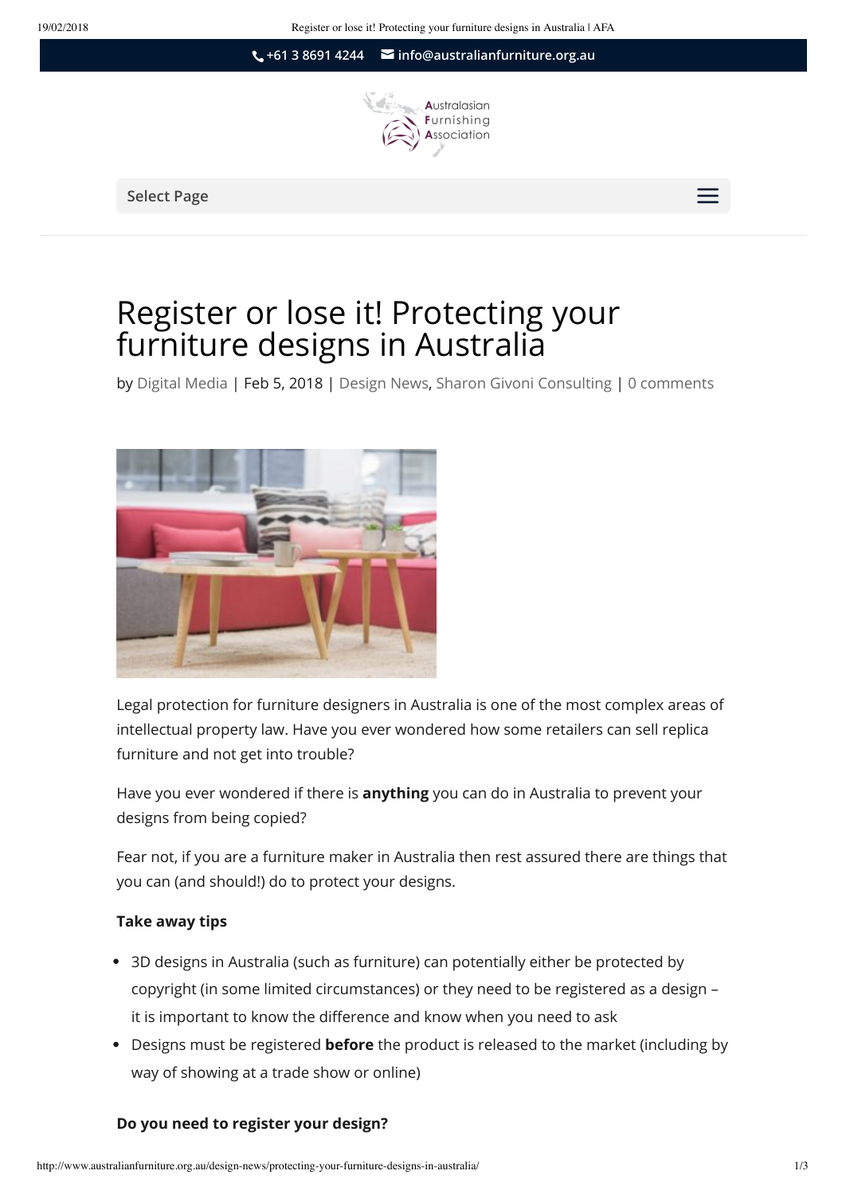+61 3 8691 4244 info@australianfurniture.org.au

Australasian Furnishing Association

Select Page

# Register or lose it! Protecting your furniture designs in Australia

by Digital Media | Feb 5, 2018 | Design News, Sharon Givoni Consulting | 0 comments

Legal protection for furniture designers in Australia is one of the most complex areas of intellectual property law. Have you ever wondered how some retailers can sell replica furniture and not get into trouble?

Have you ever wondered if there is **anything** you can do in Australia to prevent your designs from being copied?

Fear not, if you are a furniture maker in Australia then rest assured there are things that you can (and should!) do to protect your designs.

**Take away tips**

- 3D designs in Australia (such as furniture) can potentially either be protected by copyright (in some limited circumstances) or they need to be registered as a design – it is important to know the difference and know when you need to ask
- Designs must be registered **before** the product is released to the market (including by way of showing at a trade show or online)

**Do you need to register your design?**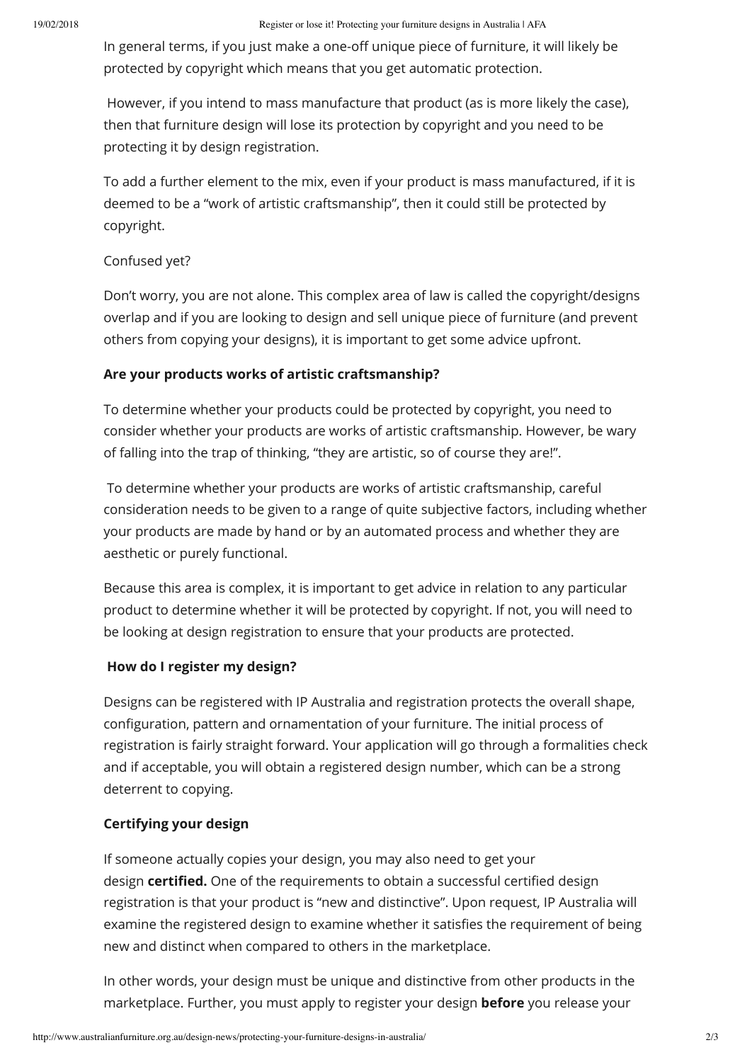In general terms, if you just make a one-off unique piece of furniture, it will likely be protected by copyright which means that you get automatic protection.

However, if you intend to mass manufacture that product (as is more likely the case), then that furniture design will lose its protection by copyright and you need to be protecting it by design registration.

To add a further element to the mix, even if your product is mass manufactured, if it is deemed to be a "work of artistic craftsmanship", then it could still be protected by copyright.

Confused yet?

Don't worry, you are not alone. This complex area of law is called the copyright/designs overlap and if you are looking to design and sell unique piece of furniture (and prevent others from copying your designs), it is important to get some advice upfront.

**Are your products works of artistic craftsmanship?**

To determine whether your products could be protected by copyright, you need to consider whether your products are works of artistic craftsmanship. However, be wary of falling into the trap of thinking, "they are artistic, so of course they are!".

To determine whether your products are works of artistic craftsmanship, careful consideration needs to be given to a range of quite subjective factors, including whether your products are made by hand or by an automated process and whether they are aesthetic or purely functional.

Because this area is complex, it is important to get advice in relation to any particular product to determine whether it will be protected by copyright. If not, you will need to be looking at design registration to ensure that your products are protected.

**How do I register my design?**

Designs can be registered with IP Australia and registration protects the overall shape, configuration, pattern and ornamentation of your furniture. The initial process of registration is fairly straight forward. Your application will go through a formalities check and if acceptable, you will obtain a registered design number, which can be a strong deterrent to copying.

**Certifying your design**

If someone actually copies your design, you may also need to get your design **certified.** One of the requirements to obtain a successful certified design registration is that your product is "new and distinctive". Upon request, IP Australia will examine the registered design to examine whether it satisfies the requirement of being new and distinct when compared to others in the marketplace.

In other words, your design must be unique and distinctive from other products in the marketplace. Further, you must apply to register your design **before** you release your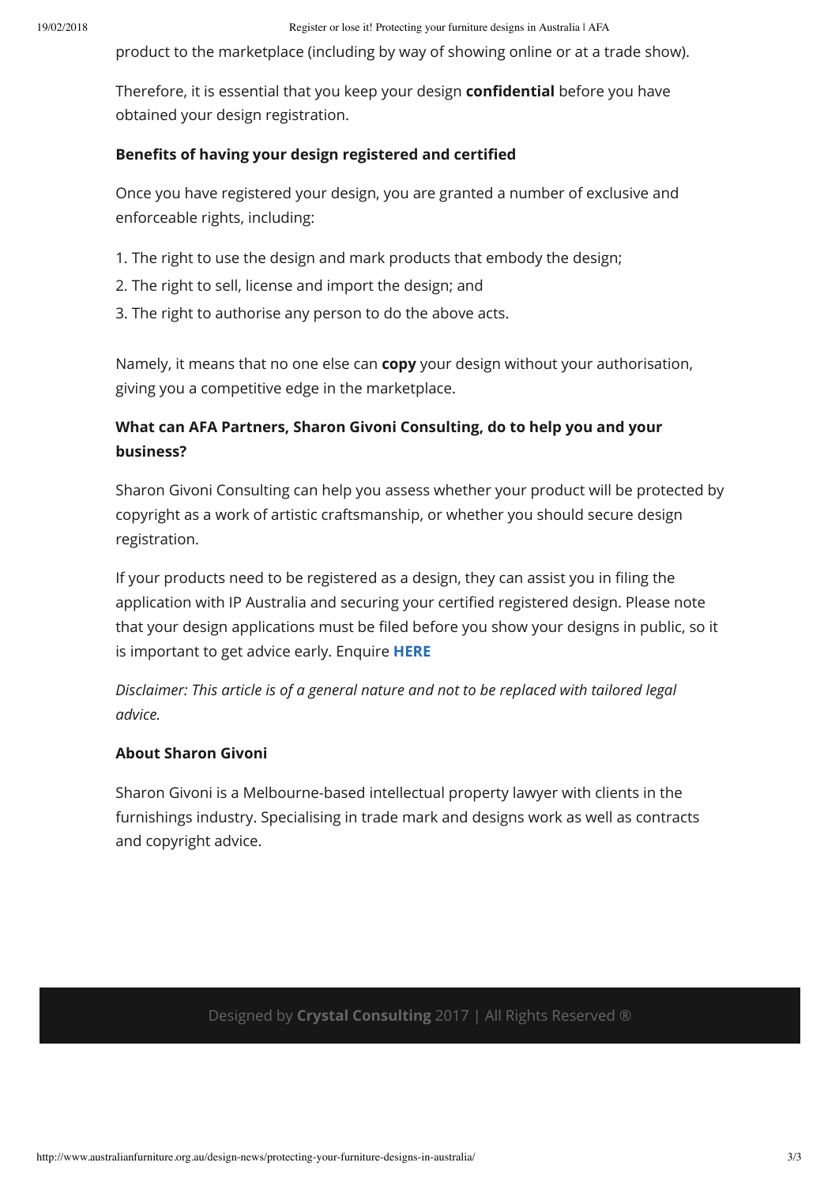product to the marketplace (including by way of showing online or at a trade show).

Therefore, it is essential that you keep your design **confidential** before you have obtained your design registration.

**Benefits of having your design registered and certified**

Once you have registered your design, you are granted a number of exclusive and enforceable rights, including:

1. The right to use the design and mark products that embody the design;
2. The right to sell, license and import the design; and
3. The right to authorise any person to do the above acts.

Namely, it means that no one else can **copy** your design without your authorisation, giving you a competitive edge in the marketplace.

**What can AFA Partners, Sharon Givoni Consulting, do to help you and your business?**

Sharon Givoni Consulting can help you assess whether your product will be protected by copyright as a work of artistic craftsmanship, or whether you should secure design registration.

If your products need to be registered as a design, they can assist you in filing the application with IP Australia and securing your certified registered design. Please note that your design applications must be filed before you show your designs in public, so it is important to get advice early. Enquire **HERE**

*Disclaimer: This article is of a general nature and not to be replaced with tailored legal advice.*

**About Sharon Givoni**

Sharon Givoni is a Melbourne-based intellectual property lawyer with clients in the furnishings industry. Specialising in trade mark and designs work as well as contracts and copyright advice.

Designed by **Crystal Consulting** 2017 | All Rights Reserved ®